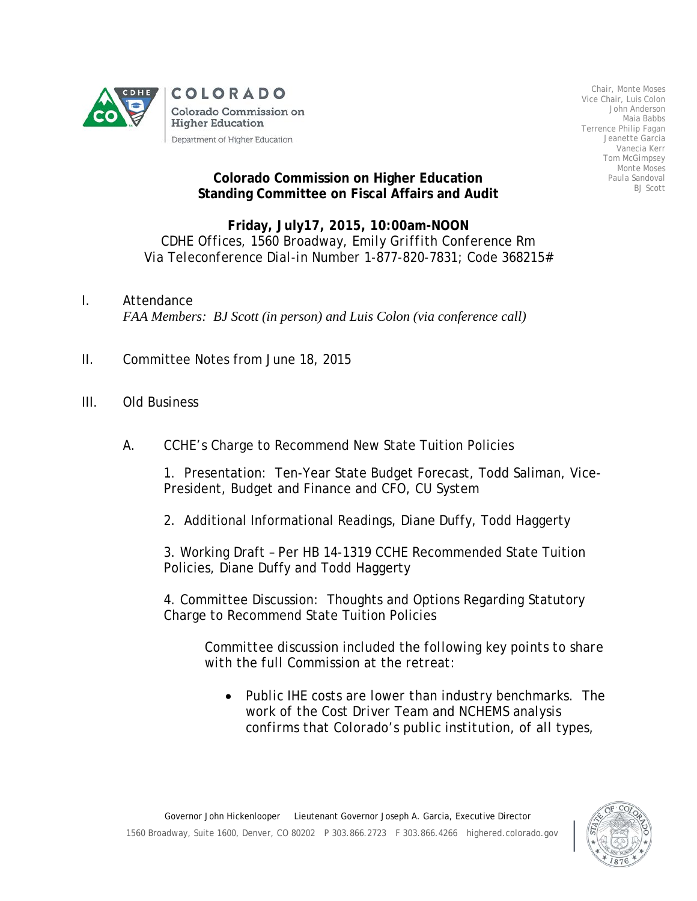COLORADO

Colorado Commission on Higher Education

Department of Higher Education

Chair, Monte Moses
Vice Chair, Luis Colon
John Anderson
Maia Babbs
Terrence Philip Fagan
Jeanette Garcia
Vanecia Kerr
Tom McGimpsey
Monte Moses
Paula Sandoval
BJ Scott

**Colorado Commission on Higher Education**
**Standing Committee on Fiscal Affairs and Audit**

**Friday, July17, 2015, 10:00am-NOON**
CDHE Offices, 1560 Broadway, Emily Griffith Conference Rm
Via Teleconference Dial-in Number 1-877-820-7831; Code 368215#

I. Attendance
*FAA Members: BJ Scott (in person) and Luis Colon (via conference call)*

II. Committee Notes from June 18, 2015

III. Old Business

A. CCHE's Charge to Recommend New State Tuition Policies

1. Presentation: Ten-Year State Budget Forecast, Todd Saliman, Vice-President, Budget and Finance and CFO, CU System

2. Additional Informational Readings, Diane Duffy, Todd Haggerty

3. Working Draft – Per HB 14-1319 CCHE Recommended State Tuition Policies, Diane Duffy and Todd Haggerty

4. Committee Discussion: Thoughts and Options Regarding Statutory Charge to Recommend State Tuition Policies

Committee discussion included the following key points to share with the full Commission at the retreat:

- Public IHE costs are lower than industry benchmarks. The work of the Cost Driver Team and NCHEMS analysis confirms that Colorado's public institution, of all types,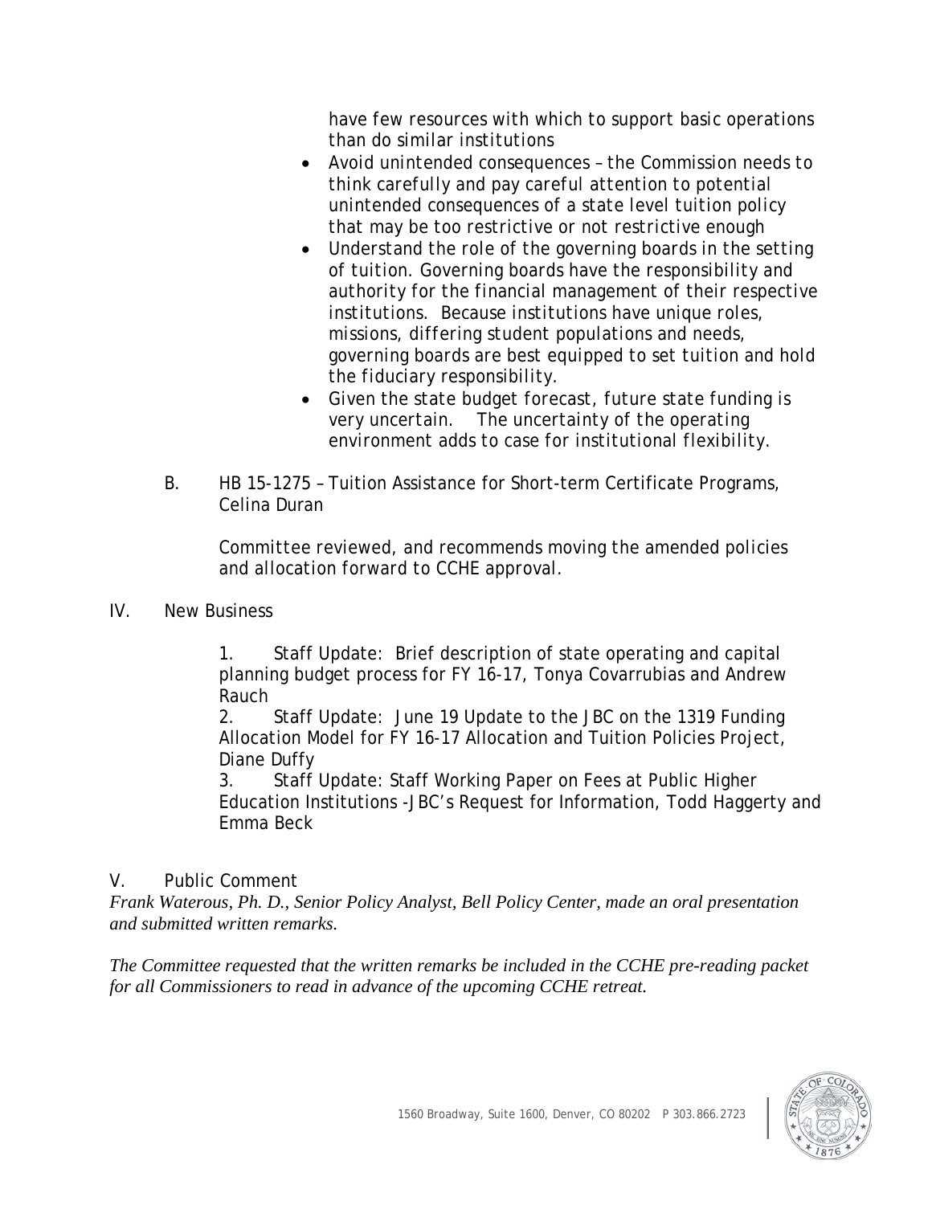have few resources with which to support basic operations than do similar institutions

- Avoid unintended consequences – the Commission needs to think carefully and pay careful attention to potential unintended consequences of a state level tuition policy that may be too restrictive or not restrictive enough
- Understand the role of the governing boards in the setting of tuition. Governing boards have the responsibility and authority for the financial management of their respective institutions. Because institutions have unique roles, missions, differing student populations and needs, governing boards are best equipped to set tuition and hold the fiduciary responsibility.
- Given the state budget forecast, future state funding is very uncertain. The uncertainty of the operating environment adds to case for institutional flexibility.

B. HB 15-1275 – Tuition Assistance for Short-term Certificate Programs, Celina Duran

Committee reviewed, and recommends moving the amended policies and allocation forward to CCHE approval.

IV. New Business

1. Staff Update: Brief description of state operating and capital planning budget process for FY 16-17, Tonya Covarrubias and Andrew Rauch
2. Staff Update: June 19 Update to the JBC on the 1319 Funding Allocation Model for FY 16-17 Allocation and Tuition Policies Project, Diane Duffy
3. Staff Update: Staff Working Paper on Fees at Public Higher Education Institutions -JBC's Request for Information, Todd Haggerty and Emma Beck

V. Public Comment

*Frank Waterous, Ph. D., Senior Policy Analyst, Bell Policy Center, made an oral presentation and submitted written remarks.*

*The Committee requested that the written remarks be included in the CCHE pre-reading packet for all Commissioners to read in advance of the upcoming CCHE retreat.*